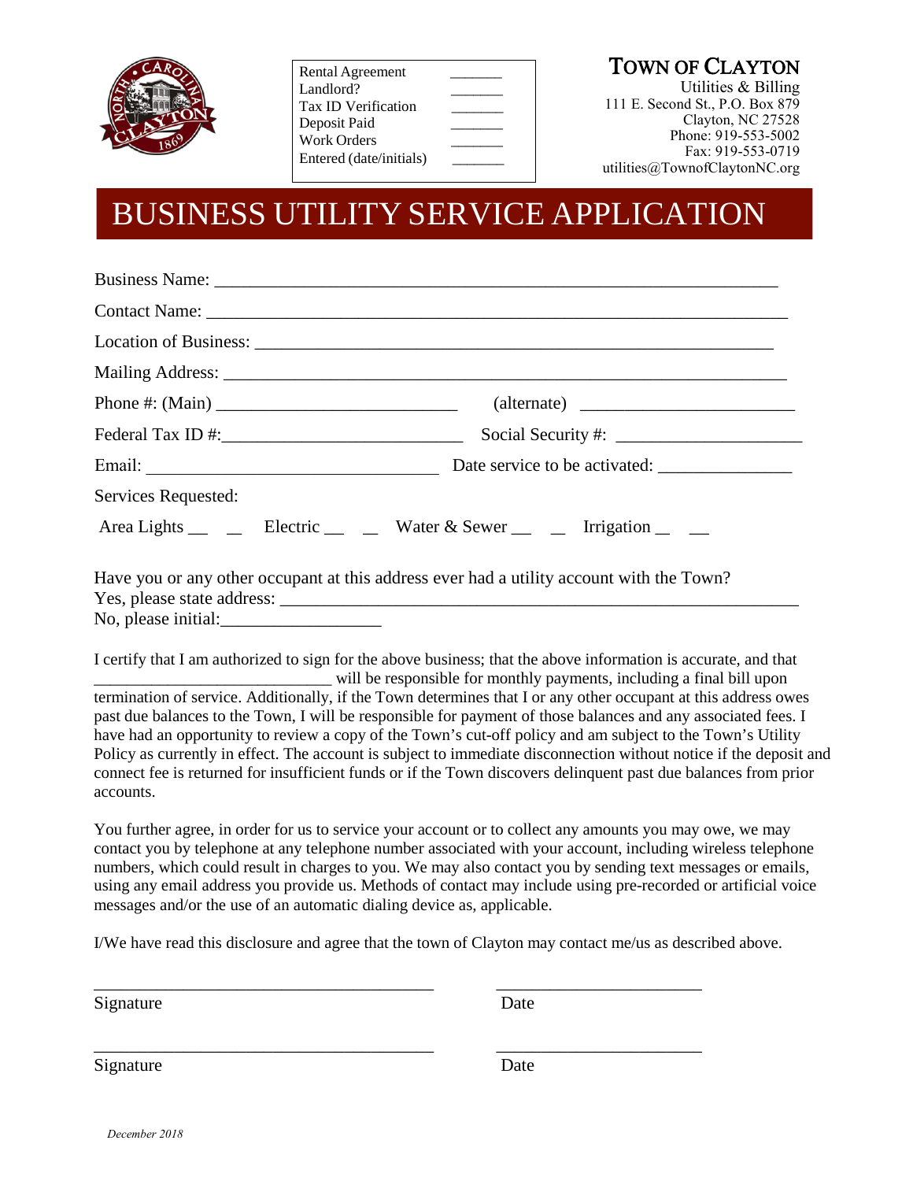| Rental Agreement | _______ |
|---|---|
| Landlord? | _______ |
| Tax ID Verification | _______ |
| Deposit Paid | _______ |
| Work Orders | _______ |
| Entered (date/initials) | _______ |

**TOWN OF CLAYTON**
Utilities & Billing
111 E. Second St., P.O. Box 879
Clayton, NC 27528
Phone: 919-553-5002
Fax: 919-553-0719
utilities@TownofClaytonNC.org

# BUSINESS UTILITY SERVICE APPLICATION

Business Name: ____________________________________________________________

Contact Name: _____________________________________________________________

Location of Business: _______________________________________________________

Mailing Address: ___________________________________________________________

Phone #: (Main) __________________________ (alternate) _______________________

Federal Tax ID #:__________________________ Social Security #: ___________________

Email: ______________________________ Date service to be activated: ______________

Services Requested:

Area Lights __ __ Electric __ __ Water & Sewer __ __ Irrigation __ __

Have you or any other occupant at this address ever had a utility account with the Town?
Yes, please state address: _____________________________________________________
No, please initial:________________

I certify that I am authorized to sign for the above business; that the above information is accurate, and that ___________________________ will be responsible for monthly payments, including a final bill upon termination of service. Additionally, if the Town determines that I or any other occupant at this address owes past due balances to the Town, I will be responsible for payment of those balances and any associated fees. I have had an opportunity to review a copy of the Town's cut-off policy and am subject to the Town's Utility Policy as currently in effect. The account is subject to immediate disconnection without notice if the deposit and connect fee is returned for insufficient funds or if the Town discovers delinquent past due balances from prior accounts.

You further agree, in order for us to service your account or to collect any amounts you may owe, we may contact you by telephone at any telephone number associated with your account, including wireless telephone numbers, which could result in charges to you. We may also contact you by sending text messages or emails, using any email address you provide us. Methods of contact may include using pre-recorded or artificial voice messages and/or the use of an automatic dialing device as, applicable.

I/We have read this disclosure and agree that the town of Clayton may contact me/us as described above.

_____________________________________ ______________________
Signature Date

_____________________________________ ______________________
Signature Date

*December 2018*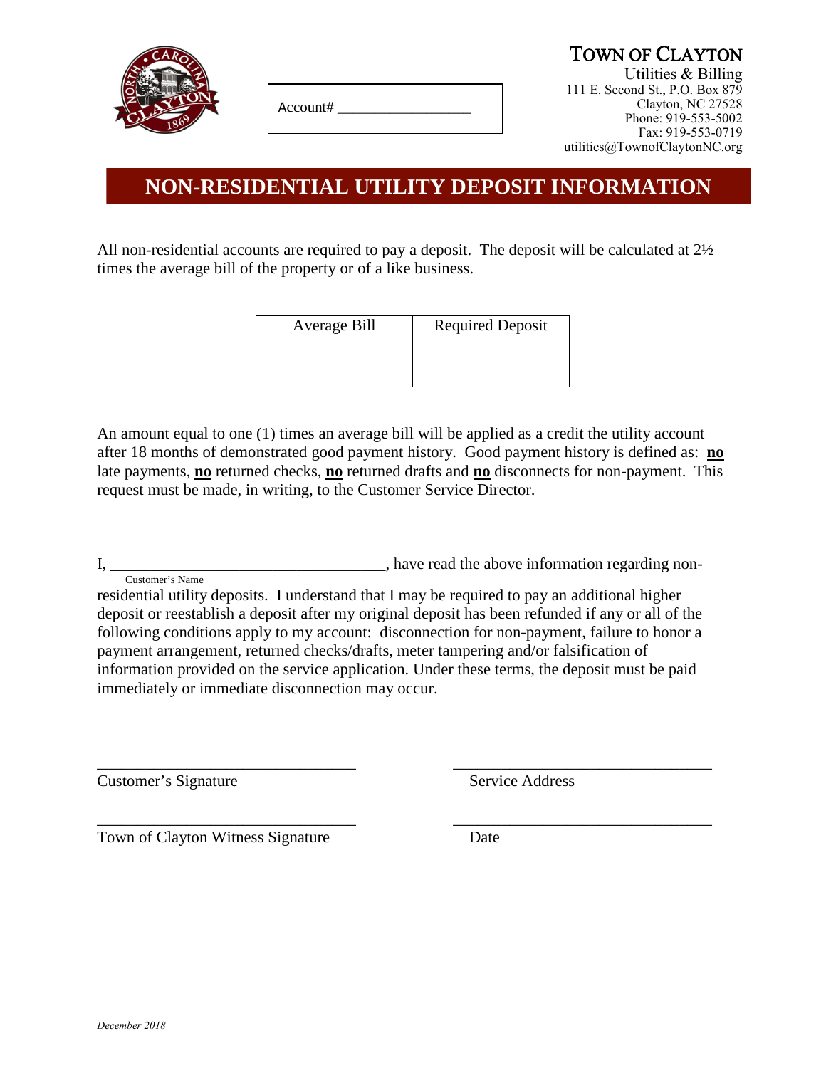Account# ___________________

**TOWN OF CLAYTON**
Utilities & Billing
111 E. Second St., P.O. Box 879
Clayton, NC 27528
Phone: 919-553-5002
Fax: 919-553-0719
utilities@TownofClaytonNC.org

# NON-RESIDENTIAL UTILITY DEPOSIT INFORMATION

All non-residential accounts are required to pay a deposit. The deposit will be calculated at 2½ times the average bill of the property or of a like business.

| Average Bill | Required Deposit |
| --- | --- |
| | |

An amount equal to one (1) times an average bill will be applied as a credit the utility account after 18 months of demonstrated good payment history. Good payment history is defined as: **no** late payments, **no** returned checks, **no** returned drafts and **no** disconnects for non-payment. This request must be made, in writing, to the Customer Service Director.

I, ___________________________________, have read the above information regarding non-
Customer's Name
residential utility deposits. I understand that I may be required to pay an additional higher deposit or reestablish a deposit after my original deposit has been refunded if any or all of the following conditions apply to my account: disconnection for non-payment, failure to honor a payment arrangement, returned checks/drafts, meter tampering and/or falsification of information provided on the service application. Under these terms, the deposit must be paid immediately or immediate disconnection may occur.

________________________________ ________________________________
Customer's Signature Service Address

________________________________ ________________________________
Town of Clayton Witness Signature Date

*December 2018*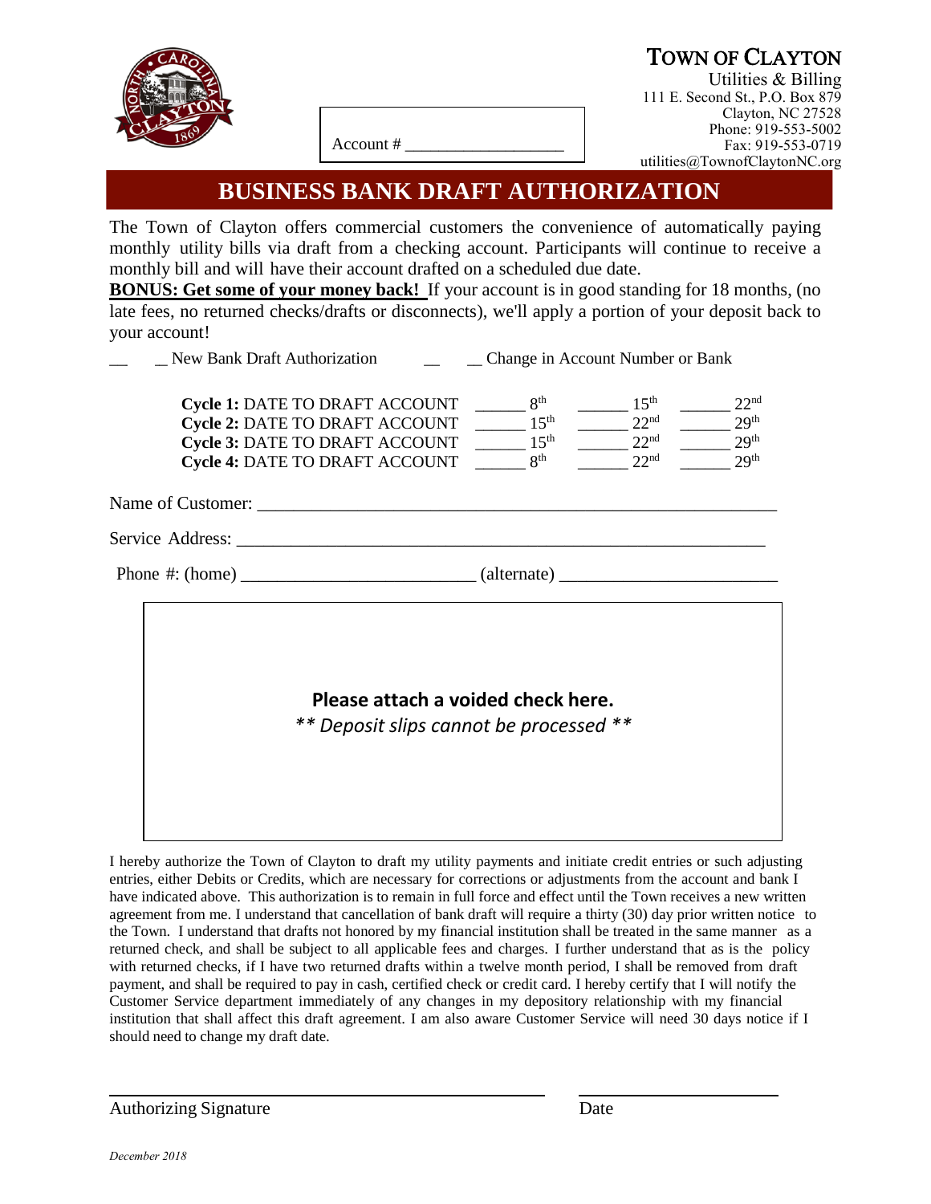# TOWN OF CLAYTON

Utilities & Billing
111 E. Second St., P.O. Box 879
Clayton, NC 27528
Phone: 919-553-5002
Fax: 919-553-0719
utilities@TownofClaytonNC.org

Account # ___________________

## BUSINESS BANK DRAFT AUTHORIZATION

The Town of Clayton offers commercial customers the convenience of automatically paying monthly utility bills via draft from a checking account. Participants will continue to receive a monthly bill and will have their account drafted on a scheduled due date.

**BONUS: Get some of your money back!** If your account is in good standing for 18 months, (no late fees, no returned checks/drafts or disconnects), we'll apply a portion of your deposit back to your account!

\_\_ \_ New Bank Draft Authorization    \_\_ \_ Change in Account Number or Bank

| | | | |
|---|---|---|---|
| **Cycle 1:** DATE TO DRAFT ACCOUNT | ______ 8th | ______ 15th | ______ 22nd |
| **Cycle 2:** DATE TO DRAFT ACCOUNT | ______ 15th | ______ 22nd | ______ 29th |
| **Cycle 3:** DATE TO DRAFT ACCOUNT | ______ 15th | ______ 22nd | ______ 29th |
| **Cycle 4:** DATE TO DRAFT ACCOUNT | ______ 8th | ______ 22nd | ______ 29th |

Name of Customer: ___________________________________________________________

Service Address: _____________________________________________________________

Phone #: (home) __________________________ (alternate) _______________________

**Please attach a voided check here.**

*\*\* Deposit slips cannot be processed \*\**

I hereby authorize the Town of Clayton to draft my utility payments and initiate credit entries or such adjusting entries, either Debits or Credits, which are necessary for corrections or adjustments from the account and bank I have indicated above. This authorization is to remain in full force and effect until the Town receives a new written agreement from me. I understand that cancellation of bank draft will require a thirty (30) day prior written notice to the Town. I understand that drafts not honored by my financial institution shall be treated in the same manner as a returned check, and shall be subject to all applicable fees and charges. I further understand that as is the policy with returned checks, if I have two returned drafts within a twelve month period, I shall be removed from draft payment, and shall be required to pay in cash, certified check or credit card. I hereby certify that I will notify the Customer Service department immediately of any changes in my depository relationship with my financial institution that shall affect this draft agreement. I am also aware Customer Service will need 30 days notice if I should need to change my draft date.

_____________________________________________    ____________________

Authorizing Signature    Date

*December 2018*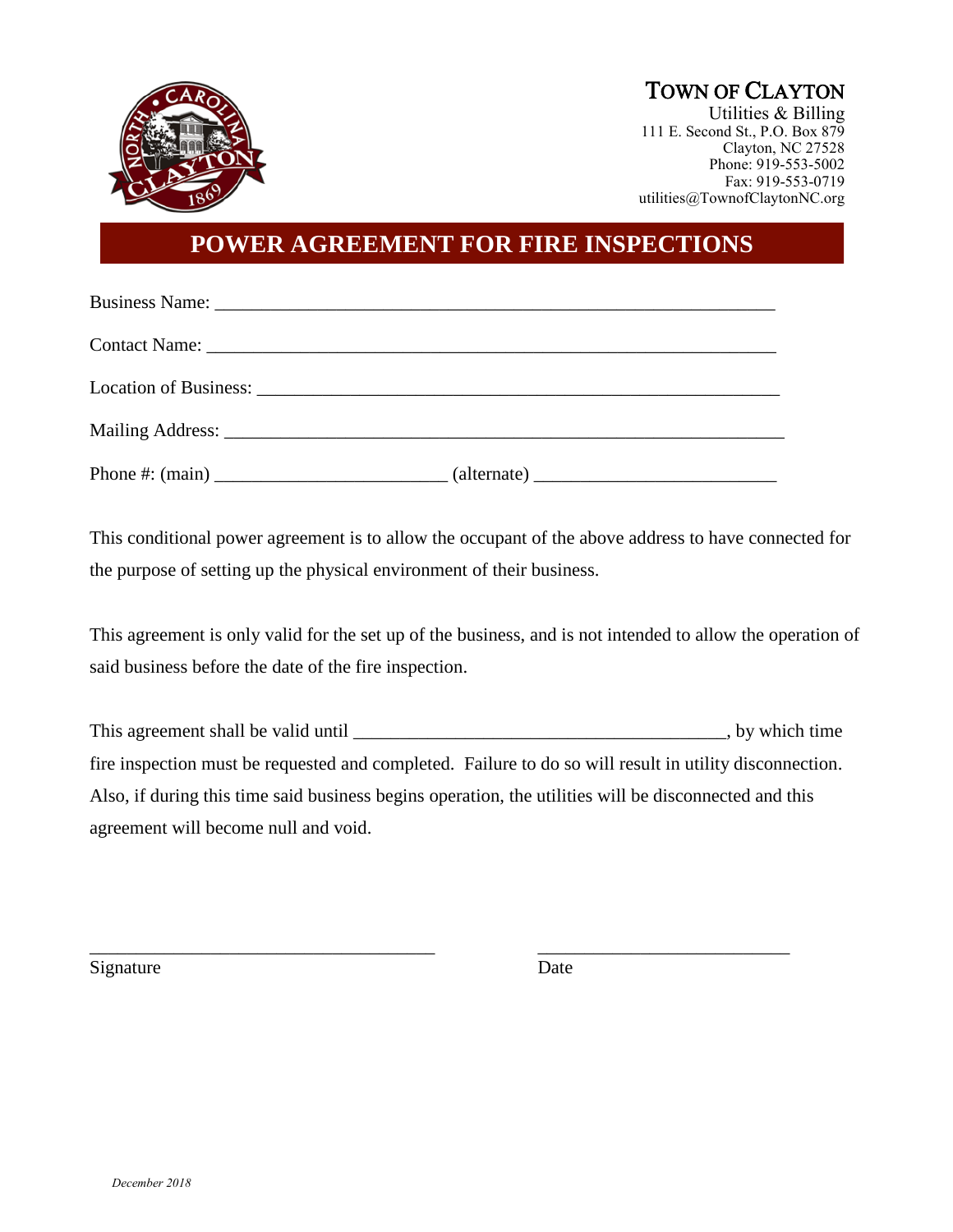TOWN OF CLAYTON
Utilities & Billing
111 E. Second St., P.O. Box 879
Clayton, NC 27528
Phone: 919-553-5002
Fax: 919-553-0719
utilities@TownofClaytonNC.org

# POWER AGREEMENT FOR FIRE INSPECTIONS

Business Name: ____________________________________________________________

Contact Name: ______________________________________________________________

Location of Business: _________________________________________________________

Mailing Address: _____________________________________________________________

Phone #: (main) _________________________ (alternate) __________________________

This conditional power agreement is to allow the occupant of the above address to have connected for the purpose of setting up the physical environment of their business.

This agreement is only valid for the set up of the business, and is not intended to allow the operation of said business before the date of the fire inspection.

This agreement shall be valid until ________________________________________, by which time fire inspection must be requested and completed. Failure to do so will result in utility disconnection. Also, if during this time said business begins operation, the utilities will be disconnected and this agreement will become null and void.

_____________________________________ ___________________________

Signature Date

*December 2018*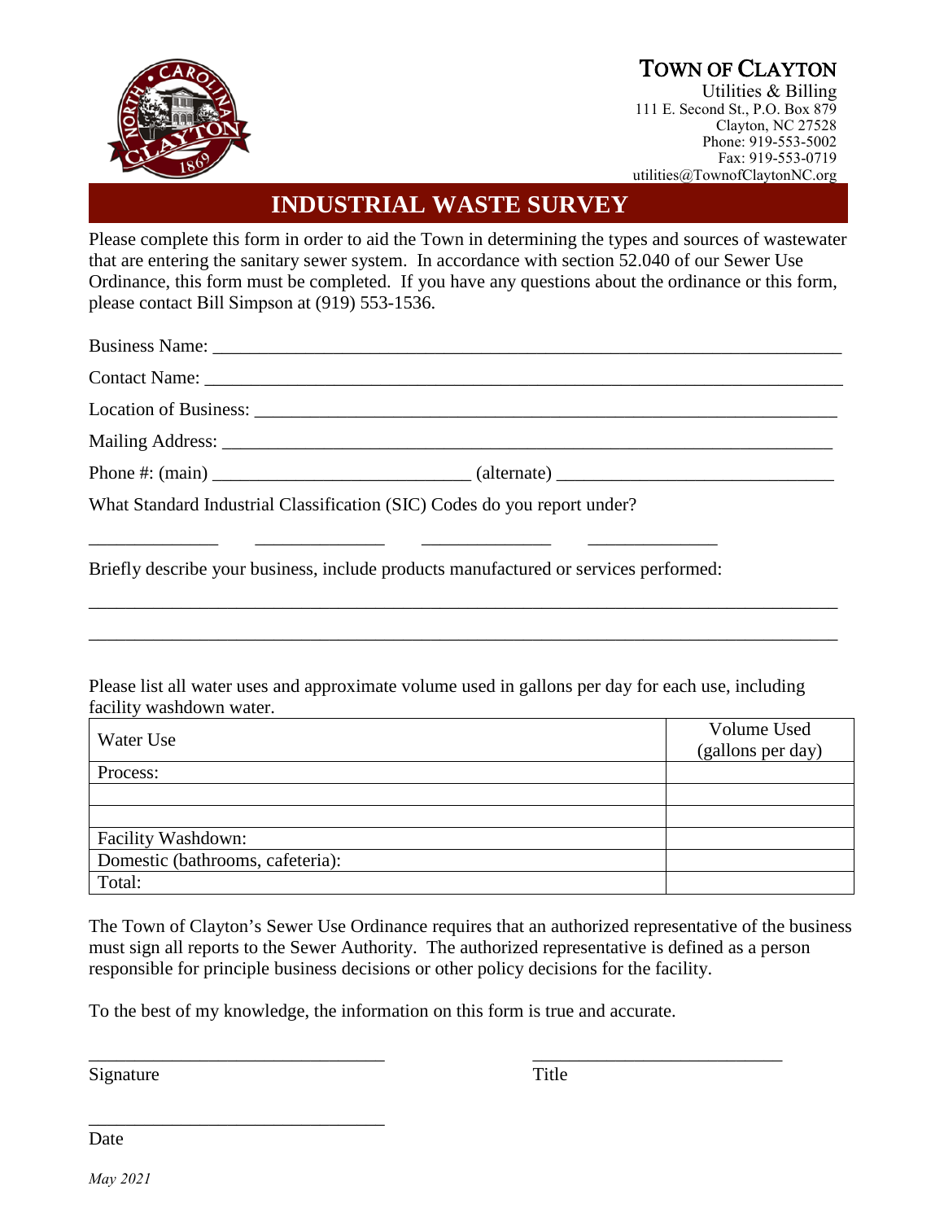TOWN OF CLAYTON
Utilities & Billing
111 E. Second St., P.O. Box 879
Clayton, NC 27528
Phone: 919-553-5002
Fax: 919-553-0719
utilities@TownofClaytonNC.org

# INDUSTRIAL WASTE SURVEY

Please complete this form in order to aid the Town in determining the types and sources of wastewater that are entering the sanitary sewer system. In accordance with section 52.040 of our Sewer Use Ordinance, this form must be completed. If you have any questions about the ordinance or this form, please contact Bill Simpson at (919) 553-1536.

Business Name: ______________________________________________________________________

Contact Name: ______________________________________________________________________

Location of Business: _________________________________________________________________

Mailing Address: _____________________________________________________________________

Phone #: (main) ___________________________ (alternate) _____________________________

What Standard Industrial Classification (SIC) Codes do you report under?

______________ ______________ ______________ ______________

Briefly describe your business, include products manufactured or services performed:

_________________________________________________________________________________

_________________________________________________________________________________

Please list all water uses and approximate volume used in gallons per day for each use, including facility washdown water.

| Water Use | Volume Used (gallons per day) |
|---|---|
| Process: | |
| | |
| | |
| Facility Washdown: | |
| Domestic (bathrooms, cafeteria): | |
| Total: | |

The Town of Clayton's Sewer Use Ordinance requires that an authorized representative of the business must sign all reports to the Sewer Authority. The authorized representative is defined as a person responsible for principle business decisions or other policy decisions for the facility.

To the best of my knowledge, the information on this form is true and accurate.

________________________________ ___________________________
Signature Title

________________________________
Date

*May 2021*